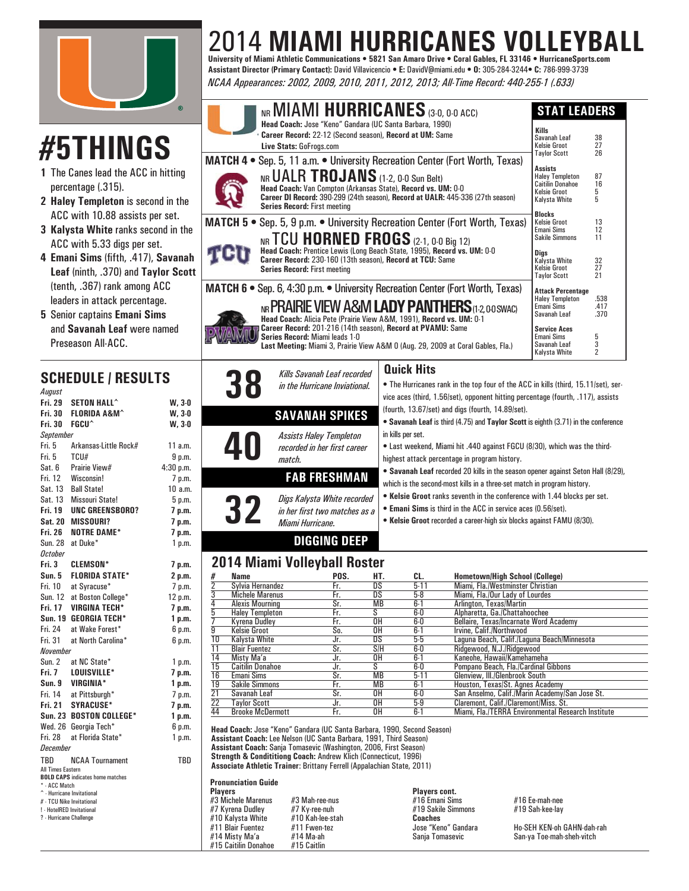# 2014 MIAMI HURRICANES VOLLEYBALL

**University of Miami Athletic Communications • 5821 San Amaro Drive • Coral Gables, FL 33146 • HurricaneSports.com**
**Assistant Director (Primary Contact):** David Villavicencio • **E:** DavidV@miami.edu • **O:** 305-284-3244 • **C:** 786-999-3739
*NCAA Appearances: 2002, 2009, 2010, 2011, 2012, 2013; All-Time Record: 440-255-1 (.633)*

## #5THINGS

1. The Canes lead the ACC in hitting percentage (.315).
2. **Haley Templeton** is second in the ACC with 10.88 assists per set.
3. **Kalysta White** ranks second in the ACC with 5.33 digs per set.
4. **Emani Sims** (fifth, .417), **Savanah Leaf** (ninth, .370) and **Taylor Scott** (tenth, .367) rank among ACC leaders in attack percentage.
5. Senior captains **Emani Sims** and **Savanah Leaf** were named Preseason All-ACC.

## NR MIAMI HURRICANES (3-0, 0-0 ACC)

**Head Coach:** Jose "Keno" Gandara (UC Santa Barbara, 1990)
**Career Record:** 22-12 (Second season), **Record at UM:** Same
**Live Stats:** GoFrogs.com

### MATCH 4 • Sep. 5, 11 a.m. • University Recreation Center (Fort Worth, Texas)

**NR UALR TROJANS** (1-2, 0-0 Sun Belt)
**Head Coach:** Van Compton (Arkansas State), **Record vs. UM:** 0-0
**Career DI Record:** 390-299 (24th season), **Record at UALR:** 445-336 (27th season)
**Series Record:** First meeting

### MATCH 5 • Sep. 5, 9 p.m. • University Recreation Center (Fort Worth, Texas)

**NR TCU HORNED FROGS** (2-1, 0-0 Big 12)
**Head Coach:** Prentice Lewis (Long Beach State, 1995), **Record vs. UM:** 0-0
**Career Record:** 230-160 (13th season), **Record at TCU:** Same
**Series Record:** First meeting

### MATCH 6 • Sep. 6, 4:30 p.m. • University Recreation Center (Fort Worth, Texas)

**NR PRAIRIE VIEW A&M LADY PANTHERS** (1-2, 0-0 SWAC)
**Head Coach:** Alicia Pete (Prairie View A&M, 1991), **Record vs. UM:** 0-1
**Career Record:** 201-216 (14th season), **Record at PVAMU:** Same
**Series Record:** Miami leads 1-0
**Last Meeting:** Miami 3, Prairie View A&M 0 (Aug. 29, 2009 at Coral Gables, Fla.)

## STAT LEADERS

**Kills**

| | |
|---|---|
| Savanah Leaf | 38 |
| Kelsie Groot | 27 |
| Taylor Scott | 26 |

**Assists**

| | |
|---|---|
| Haley Templeton | 87 |
| Caitilin Donahoe | 16 |
| Kelsie Groot | 5 |
| Kalysta White | 5 |

**Blocks**

| | |
|---|---|
| Kelsie Groot | 13 |
| Emani Sims | 12 |
| Sakile Simmons | 11 |

**Digs**

| | |
|---|---|
| Kalysta White | 32 |
| Kelsie Groot | 27 |
| Taylor Scott | 21 |

**Attack Percentage**

| | |
|---|---|
| Haley Templeton | .538 |
| Emani Sims | .417 |
| Savanah Leaf | .370 |

**Service Aces**

| | |
|---|---|
| Emani Sims | 5 |
| Savanah Leaf | 3 |
| Kalysta White | 2 |

## SCHEDULE / RESULTS

| Date | Opponent | Result/Time |
|---|---|---|
| *August* | | |
| **Fri. 29** | **SETON HALL^** | **W, 3-0** |
| **Fri. 30** | **FLORIDA A&M^** | **W, 3-0** |
| **Fri. 30** | **FGCU^** | **W, 3-0** |
| *September* | | |
| Fri. 5 | Arkansas-Little Rock# | 11 a.m. |
| Fri. 5 | TCU# | 9 p.m. |
| Sat. 6 | Prairie View# | 4:30 p.m. |
| Fri. 12 | Wisconsin! | 7 p.m. |
| Sat. 13 | Ball State! | 10 a.m. |
| Sat. 13 | Missouri State! | 5 p.m. |
| **Fri. 19** | **UNC GREENSBORO?** | **7 p.m.** |
| **Sat. 20** | **MISSOURI?** | **7 p.m.** |
| **Fri. 26** | **NOTRE DAME*** | **7 p.m.** |
| Sun. 28 | at Duke* | 1 p.m. |
| *October* | | |
| **Fri. 3** | **CLEMSON*** | **7 p.m.** |
| **Sun. 5** | **FLORIDA STATE*** | **2 p.m.** |
| Fri. 10 | at Syracuse* | 7 p.m. |
| Sun. 12 | at Boston College* | 12 p.m. |
| **Fri. 17** | **VIRGINA TECH*** | **7 p.m.** |
| **Sun. 19** | **GEORGIA TECH*** | **1 p.m.** |
| Fri. 24 | at Wake Forest* | 6 p.m. |
| Fri. 31 | at North Carolina* | 6 p.m. |
| *November* | | |
| Sun. 2 | at NC State* | 1 p.m. |
| **Fri. 7** | **LOUISVILLE*** | **7 p.m.** |
| **Sun. 9** | **VIRGINIA*** | **1 p.m.** |
| Fri. 14 | at Pittsburgh* | 7 p.m. |
| **Fri. 21** | **SYRACUSE*** | **7 p.m.** |
| **Sun. 23** | **BOSTON COLLEGE*** | **1 p.m.** |
| Wed. 26 | Georgia Tech* | 6 p.m. |
| Fri. 28 | at Florida State* | 1 p.m. |
| *December* | | |
| TBD | NCAA Tournament | TBD |

All Times Eastern
**BOLD CAPS** indicates home matches
* - ACC Match
^ - Hurricane Invitational
# - TCU Nike Invitational
! - HotelRED Invitational
? - Hurricane Challenge

## SAVANAH SPIKES

**38** — *Kills Savanah Leaf recorded in the Hurricane Inviational.*

## FAB FRESHMAN

**40** — *Assists Haley Templeton recorded in her first career match.*

## DIGGING DEEP

**32** — *Digs Kalysta White recorded in her first two matches as a Miami Hurricane.*

## Quick Hits

- The Hurricanes rank in the top four of the ACC in kills (third, 15.11/set), service aces (third, 1.56/set), opponent hitting percentage (fourth, .117), assists (fourth, 13.67/set) and digs (fourth, 14.89/set).
- **Savanah Leaf** is third (4.75) and **Taylor Scott** is eighth (3.71) in the conference in kills per set.
- Last weekend, Miami hit .440 against FGCU (8/30), which was the third-highest attack percentage in program history.
- **Savanah Leaf** recorded 20 kills in the season opener against Seton Hall (8/29), which is the second-most kills in a three-set match in program history.
- **Kelsie Groot** ranks seventh in the conference with 1.44 blocks per set.
- **Emani Sims** is third in the ACC in service aces (0.56/set).
- **Kelsie Groot** recorded a career-high six blocks against FAMU (8/30).

## 2014 Miami Volleyball Roster

| # | Name | POS. | HT. | CL. | Hometown/High School (College) |
|---|---|---|---|---|---|
| 2 | Sylvia Hernandez | Fr. | DS | 5-11 | Miami, Fla./Westminster Christian |
| 3 | Michele Marenus | Fr. | DS | 5-8 | Miami, Fla./Our Lady of Lourdes |
| 4 | Alexis Mourning | Sr. | MB | 6-1 | Arlington, Texas/Martin |
| 5 | Haley Templeton | Fr. | S | 6-0 | Alpharetta, Ga./Chattahoochee |
| 7 | Kyrena Dudley | Fr. | OH | 6-0 | Bellaire, Texas/Incarnate Word Academy |
| 9 | Kelsie Groot | So. | OH | 6-1 | Irvine, Calif./Northwood |
| 10 | Kalysta White | Jr. | DS | 5-5 | Laguna Beach, Calif./Laguna Beach/Minnesota |
| 11 | Blair Fuentez | Sr. | S/H | 6-0 | Ridgewood, N.J./Ridgewood |
| 14 | Misty Ma'a | Jr. | OH | 6-1 | Kaneohe, Hawaii/Kamehameha |
| 15 | Caitilin Donahoe | Jr. | S | 6-0 | Pompano Beach, Fla./Cardinal Gibbons |
| 16 | Emani Sims | Sr. | MB | 5-11 | Glenview, Ill./Glenbrook South |
| 19 | Sakile Simmons | Fr. | MB | 6-1 | Houston, Texas/St. Agnes Academy |
| 21 | Savanah Leaf | Sr. | OH | 6-0 | San Anselmo, Calif./Marin Academy/San Jose St. |
| 22 | Taylor Scott | Jr. | OH | 5-9 | Claremont, Calif./Claremont/Miss. St. |
| 44 | Brooke McDermott | Fr. | OH | 6-1 | Miami, Fla./TERRA Environmental Research Institute |

**Head Coach:** Jose "Keno" Gandara (UC Santa Barbara, 1990, Second Season)
**Assistant Coach:** Lee Nelson (UC Santa Barbara, 1991, Third Season)
**Assistant Coach:** Sanja Tomasevic (Washington, 2006, First Season)
**Strength & Condititioning Coach:** Andrew Klich (Connecticut, 1996)
**Associate Athletic Trainer:** Brittany Ferrell (Appalachian State, 2011)

### Pronunciation Guide

**Players**

| | |
|---|---|
| #3 Michele Marenus | #3 Mah-ree-nus |
| #7 Kyrena Dudley | #7 Ky-ree-nuh |
| #10 Kalysta White | #10 Kah-lee-stah |
| #11 Blair Fuentez | #11 Fwen-tez |
| #14 Misty Ma'a | #14 Ma-ah |
| #15 Caitilin Donahoe | #15 Caitlin |

**Players cont.**

| | |
|---|---|
| #16 Emani Sims | #16 Ee-mah-nee |
| #19 Sakile Simmons | #19 Sah-kee-lay |

**Coaches**

| | |
|---|---|
| Jose "Keno" Gandara | Ho-SEH KEN-oh GAHN-dah-rah |
| Sanja Tomasevic | San-ya Toe-mah-sheh-vitch |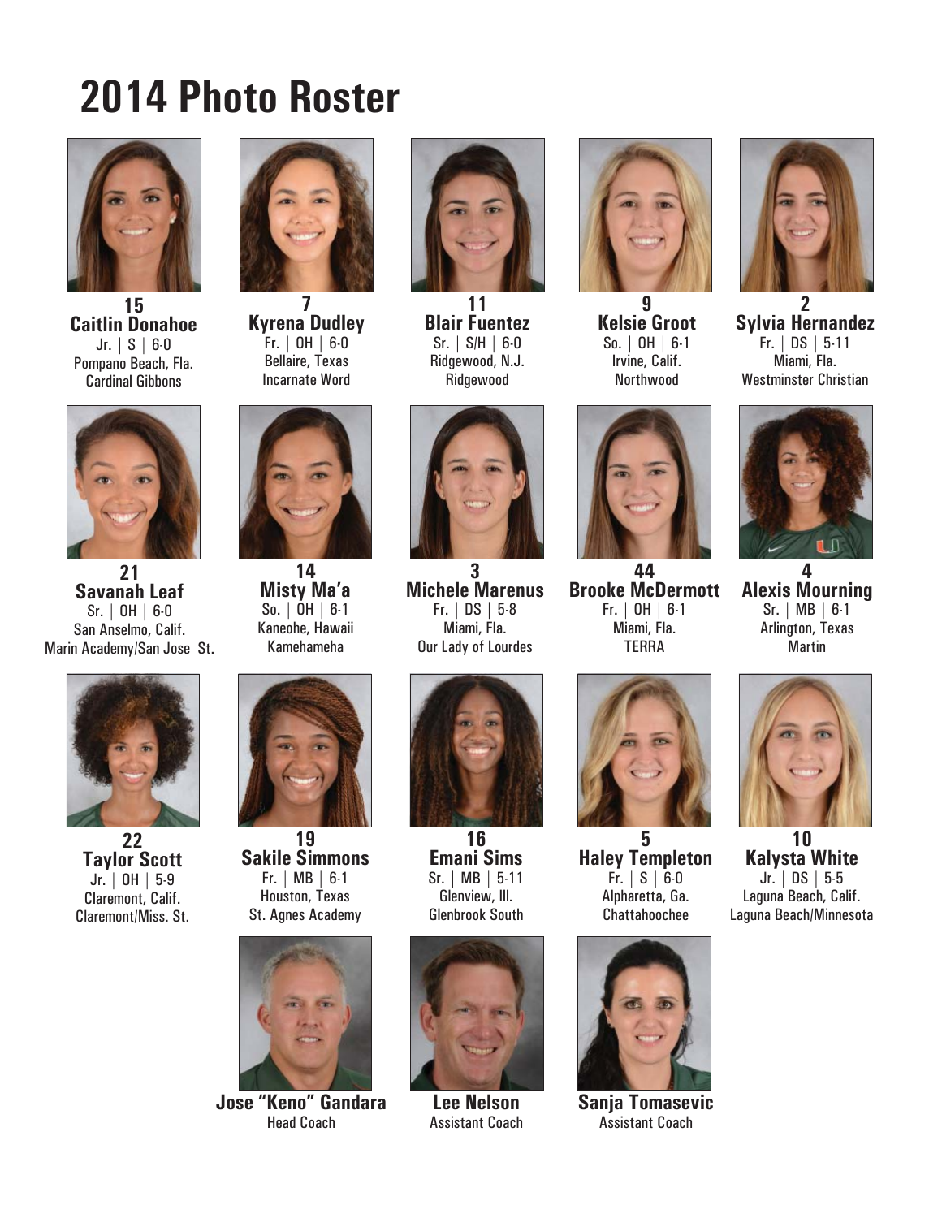# 2014 Photo Roster

**15**
**Caitlin Donahoe**
Jr. | S | 6-0
Pompano Beach, Fla.
Cardinal Gibbons

**7**
**Kyrena Dudley**
Fr. | OH | 6-0
Bellaire, Texas
Incarnate Word

**11**
**Blair Fuentez**
Sr. | S/H | 6-0
Ridgewood, N.J.
Ridgewood

**9**
**Kelsie Groot**
So. | OH | 6-1
Irvine, Calif.
Northwood

**2**
**Sylvia Hernandez**
Fr. | DS | 5-11
Miami, Fla.
Westminster Christian

**21**
**Savanah Leaf**
Sr. | OH | 6-0
San Anselmo, Calif.
Marin Academy/San Jose St.

**14**
**Misty Ma'a**
So. | OH | 6-1
Kaneohe, Hawaii
Kamehameha

**3**
**Michele Marenus**
Fr. | DS | 5-8
Miami, Fla.
Our Lady of Lourdes

**44**
**Brooke McDermott**
Fr. | OH | 6-1
Miami, Fla.
TERRA

**4**
**Alexis Mourning**
Sr. | MB | 6-1
Arlington, Texas
Martin

**22**
**Taylor Scott**
Jr. | OH | 5-9
Claremont, Calif.
Claremont/Miss. St.

**19**
**Sakile Simmons**
Fr. | MB | 6-1
Houston, Texas
St. Agnes Academy

**16**
**Emani Sims**
Sr. | MB | 5-11
Glenview, Ill.
Glenbrook South

**5**
**Haley Templeton**
Fr. | S | 6-0
Alpharetta, Ga.
Chattahoochee

**10**
**Kalysta White**
Jr. | DS | 5-5
Laguna Beach, Calif.
Laguna Beach/Minnesota

**Jose "Keno" Gandara**
Head Coach

**Lee Nelson**
Assistant Coach

**Sanja Tomasevic**
Assistant Coach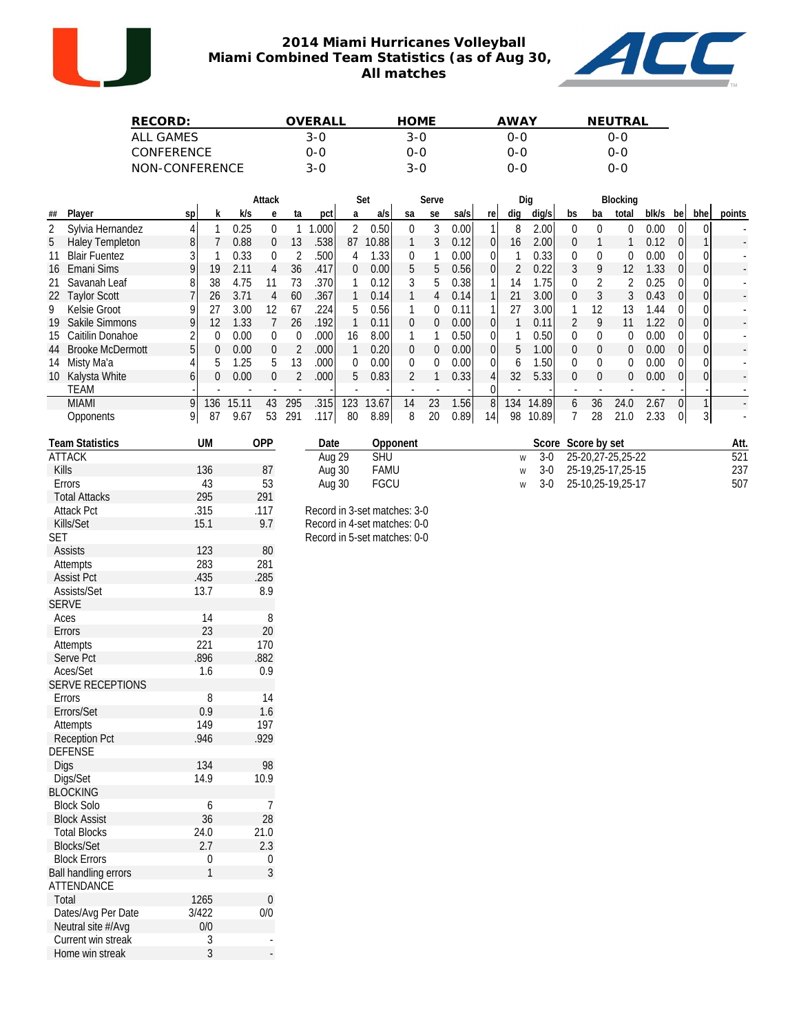# 2014 Miami Hurricanes Volleyball
## Miami Combined Team Statistics (as of Aug 30, All matches

| RECORD: | OVERALL | HOME | AWAY | NEUTRAL |
|---|---|---|---|---|
| ALL GAMES | 3-0 | 3-0 | 0-0 | 0-0 |
| CONFERENCE | 0-0 | 0-0 | 0-0 | 0-0 |
| NON-CONFERENCE | 3-0 | 3-0 | 0-0 | 0-0 |

| | | | Attack | | | | | Set | | Serve | | | | Dig | | Blocking | | | | | | |
|---|---|---|---|---|---|---|---|---|---|---|---|---|---|---|---|---|---|---|---|---|---|---|
| ## | Player | sp | k | k/s | e | ta | pct | a | a/s | sa | se | sa/s | re | dig | dig/s | bs | ba | total | blk/s | be | bhe | points |
| 2 | Sylvia Hernandez | 4 | 1 | 0.25 | 0 | 1 | 1.000 | 2 | 0.50 | 0 | 3 | 0.00 | 1 | 8 | 2.00 | 0 | 0 | 0 | 0.00 | 0 | 0 | - |
| 5 | Haley Templeton | 8 | 7 | 0.88 | 0 | 13 | .538 | 87 | 10.88 | 1 | 3 | 0.12 | 0 | 16 | 2.00 | 0 | 1 | 1 | 0.12 | 0 | 1 | - |
| 11 | Blair Fuentez | 3 | 1 | 0.33 | 0 | 2 | .500 | 4 | 1.33 | 0 | 1 | 0.00 | 0 | 1 | 0.33 | 0 | 0 | 0 | 0.00 | 0 | 0 | - |
| 16 | Emani Sims | 9 | 19 | 2.11 | 4 | 36 | .417 | 0 | 0.00 | 5 | 5 | 0.56 | 0 | 2 | 0.22 | 3 | 9 | 12 | 1.33 | 0 | 0 | - |
| 21 | Savanah Leaf | 8 | 38 | 4.75 | 11 | 73 | .370 | 1 | 0.12 | 3 | 5 | 0.38 | 1 | 14 | 1.75 | 0 | 2 | 2 | 0.25 | 0 | 0 | - |
| 22 | Taylor Scott | 7 | 26 | 3.71 | 4 | 60 | .367 | 1 | 0.14 | 1 | 4 | 0.14 | 1 | 21 | 3.00 | 0 | 3 | 3 | 0.43 | 0 | 0 | - |
| 9 | Kelsie Groot | 9 | 27 | 3.00 | 12 | 67 | .224 | 5 | 0.56 | 1 | 0 | 0.11 | 1 | 27 | 3.00 | 1 | 12 | 13 | 1.44 | 0 | 0 | - |
| 19 | Sakile Simmons | 9 | 12 | 1.33 | 7 | 26 | .192 | 1 | 0.11 | 0 | 0 | 0.00 | 0 | 1 | 0.11 | 2 | 9 | 11 | 1.22 | 0 | 0 | - |
| 15 | Caitilin Donahoe | 2 | 0 | 0.00 | 0 | 0 | .000 | 16 | 8.00 | 1 | 1 | 0.50 | 0 | 1 | 0.50 | 0 | 0 | 0 | 0.00 | 0 | 0 | - |
| 44 | Brooke McDermott | 5 | 0 | 0.00 | 0 | 2 | .000 | 1 | 0.20 | 0 | 0 | 0.00 | 0 | 5 | 1.00 | 0 | 0 | 0 | 0.00 | 0 | 0 | - |
| 14 | Misty Ma'a | 4 | 5 | 1.25 | 5 | 13 | .000 | 0 | 0.00 | 0 | 0 | 0.00 | 0 | 6 | 1.50 | 0 | 0 | 0 | 0.00 | 0 | 0 | - |
| 10 | Kalysta White | 6 | 0 | 0.00 | 0 | 2 | .000 | 5 | 0.83 | 2 | 1 | 0.33 | 4 | 32 | 5.33 | 0 | 0 | 0 | 0.00 | 0 | 0 | - |
| | TEAM | - | - | - | - | - | - | - | - | - | - | - | 0 | - | - | - | - | - | - | - | - | - |
| | MIAMI | 9 | 136 | 15.11 | 43 | 295 | .315 | 123 | 13.67 | 14 | 23 | 1.56 | 8 | 134 | 14.89 | 6 | 36 | 24.0 | 2.67 | 0 | 1 | - |
| | Opponents | 9 | 87 | 9.67 | 53 | 291 | .117 | 80 | 8.89 | 8 | 20 | 0.89 | 14 | 98 | 10.89 | 7 | 28 | 21.0 | 2.33 | 0 | 3 | - |

| Team Statistics | UM | OPP |
|---|---|---|
| ATTACK | | |
| Kills | 136 | 87 |
| Errors | 43 | 53 |
| Total Attacks | 295 | 291 |
| Attack Pct | .315 | .117 |
| Kills/Set | 15.1 | 9.7 |
| SET | | |
| Assists | 123 | 80 |
| Attempts | 283 | 281 |
| Assist Pct | .435 | .285 |
| Assists/Set | 13.7 | 8.9 |
| SERVE | | |
| Aces | 14 | 8 |
| Errors | 23 | 20 |
| Attempts | 221 | 170 |
| Serve Pct | .896 | .882 |
| Aces/Set | 1.6 | 0.9 |
| SERVE RECEPTIONS | | |
| Errors | 8 | 14 |
| Errors/Set | 0.9 | 1.6 |
| Attempts | 149 | 197 |
| Reception Pct | .946 | .929 |
| DEFENSE | | |
| Digs | 134 | 98 |
| Digs/Set | 14.9 | 10.9 |
| BLOCKING | | |
| Block Solo | 6 | 7 |
| Block Assist | 36 | 28 |
| Total Blocks | 24.0 | 21.0 |
| Blocks/Set | 2.7 | 2.3 |
| Block Errors | 0 | 0 |
| Ball handling errors | 1 | 3 |
| ATTENDANCE | | |
| Total | 1265 | 0 |
| Dates/Avg Per Date | 3/422 | 0/0 |
| Neutral site #/Avg | 0/0 | |
| Current win streak | 3 | - |
| Home win streak | 3 | - |

| Date | Opponent | | Score | Score by set | Att. |
|---|---|---|---|---|---|
| Aug 29 | SHU | W | 3-0 | 25-20,27-25,25-22 | 521 |
| Aug 30 | FAMU | W | 3-0 | 25-19,25-17,25-15 | 237 |
| Aug 30 | FGCU | W | 3-0 | 25-10,25-19,25-17 | 507 |

Record in 3-set matches: 3-0
Record in 4-set matches: 0-0
Record in 5-set matches: 0-0